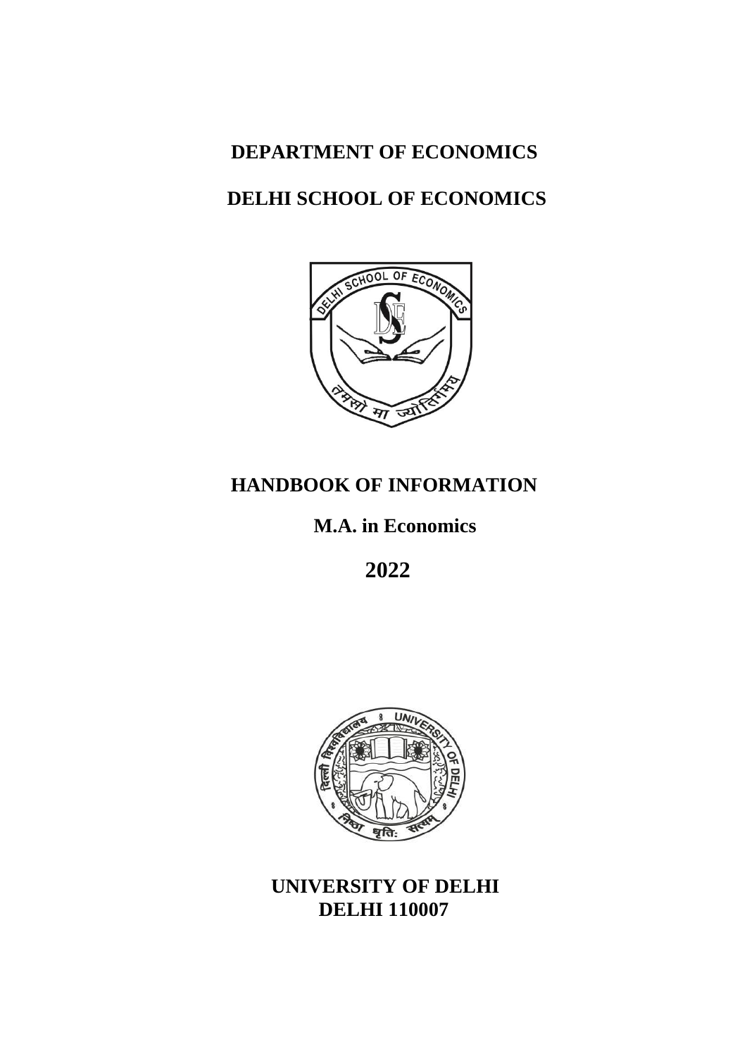# DEPARTMENT OF ECONOMICS

# DELHI SCHOOL OF ECONOMICS

## HANDBOOK OF INFORMATION

### M.A. in Economics

### 2022

**UNIVERSITY OF DELHI**
**DELHI 110007**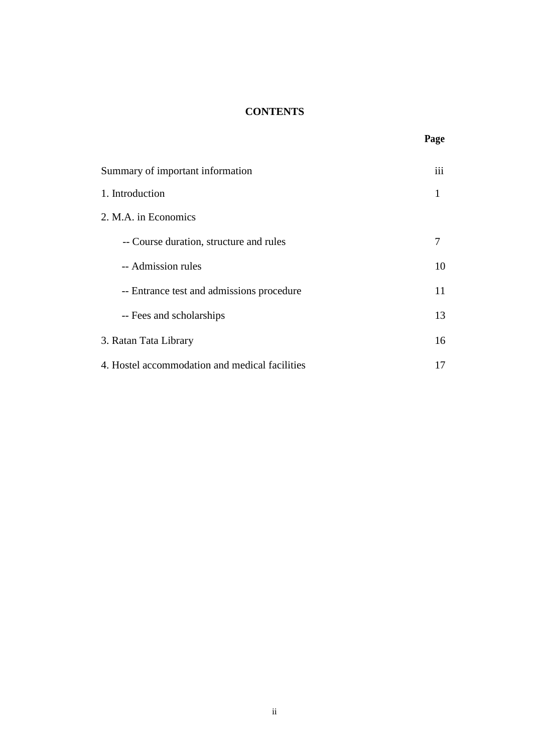# CONTENTS

| | Page |
|---|---|
| Summary of important information | iii |
| 1. Introduction | 1 |
| 2. M.A. in Economics | |
| -- Course duration, structure and rules | 7 |
| -- Admission rules | 10 |
| -- Entrance test and admissions procedure | 11 |
| -- Fees and scholarships | 13 |
| 3. Ratan Tata Library | 16 |
| 4. Hostel accommodation and medical facilities | 17 |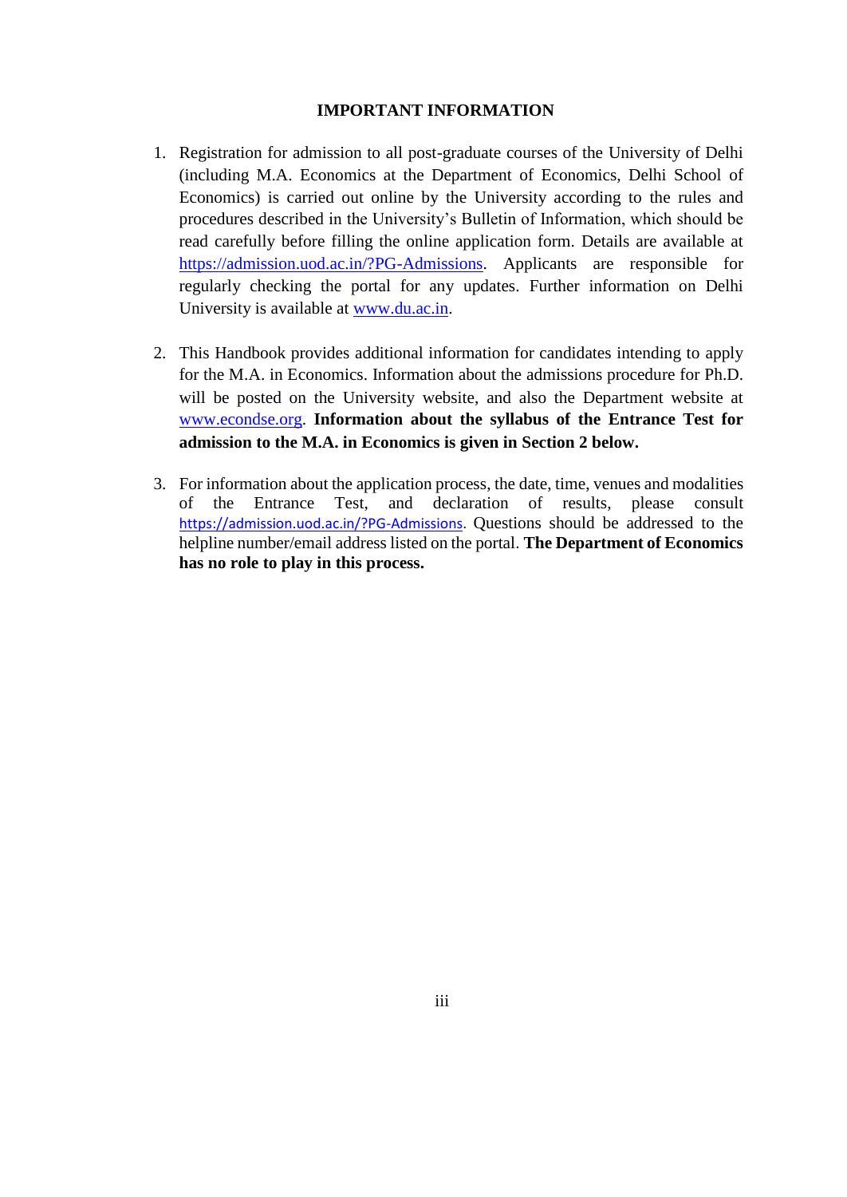# IMPORTANT INFORMATION

1. Registration for admission to all post-graduate courses of the University of Delhi (including M.A. Economics at the Department of Economics, Delhi School of Economics) is carried out online by the University according to the rules and procedures described in the University's Bulletin of Information, which should be read carefully before filling the online application form. Details are available at https://admission.uod.ac.in/?PG-Admissions. Applicants are responsible for regularly checking the portal for any updates. Further information on Delhi University is available at www.du.ac.in.

2. This Handbook provides additional information for candidates intending to apply for the M.A. in Economics. Information about the admissions procedure for Ph.D. will be posted on the University website, and also the Department website at www.econdse.org. **Information about the syllabus of the Entrance Test for admission to the M.A. in Economics is given in Section 2 below.**

3. For information about the application process, the date, time, venues and modalities of the Entrance Test, and declaration of results, please consult https://admission.uod.ac.in/?PG-Admissions. Questions should be addressed to the helpline number/email address listed on the portal. **The Department of Economics has no role to play in this process.**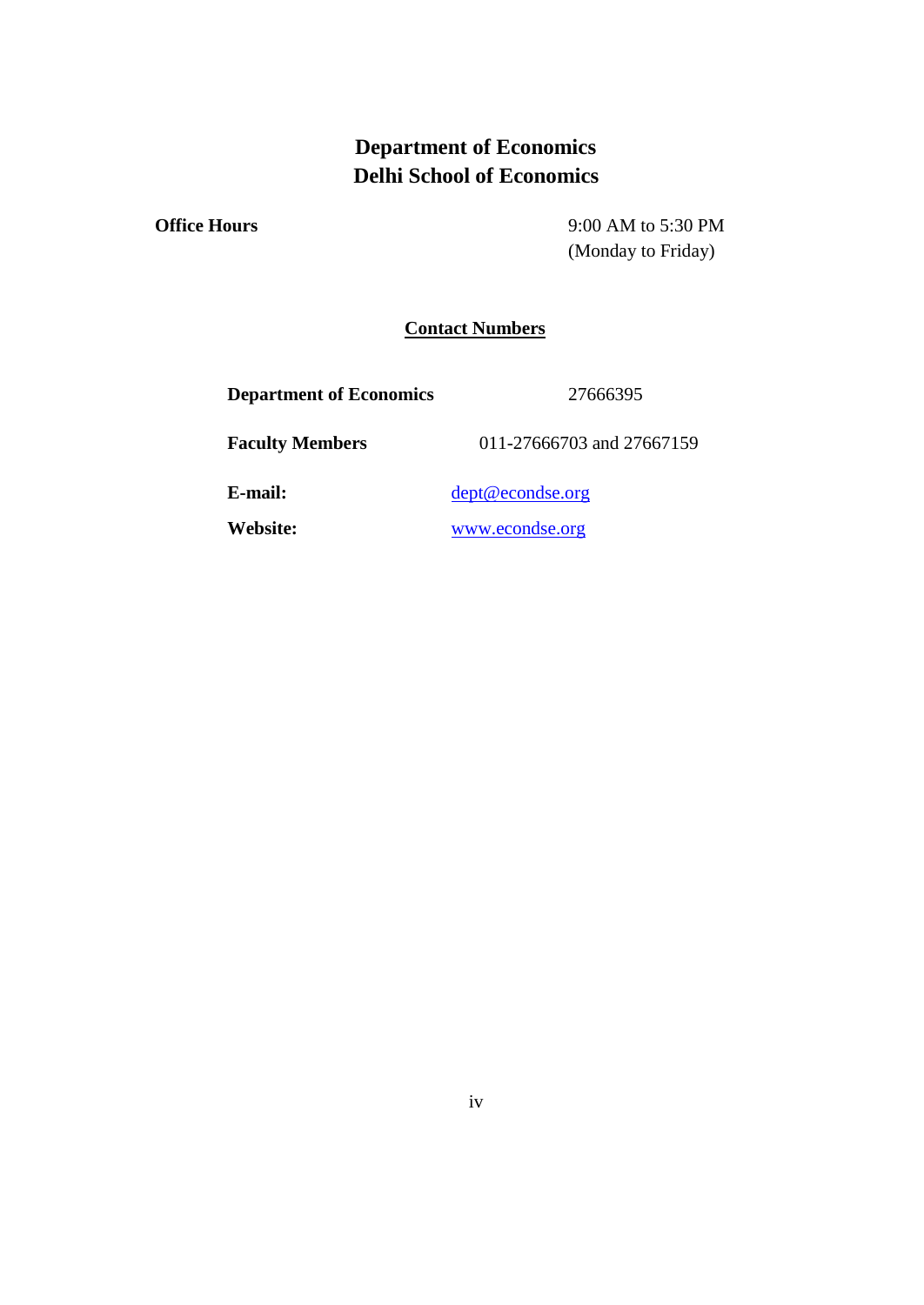# Department of Economics
# Delhi School of Economics

**Office Hours** 9:00 AM to 5:30 PM (Monday to Friday)

## Contact Numbers

| | |
|---|---|
| **Department of Economics** | 27666395 |
| **Faculty Members** | 011-27666703 and 27667159 |
| **E-mail:** | dept@econdse.org |
| **Website:** | www.econdse.org |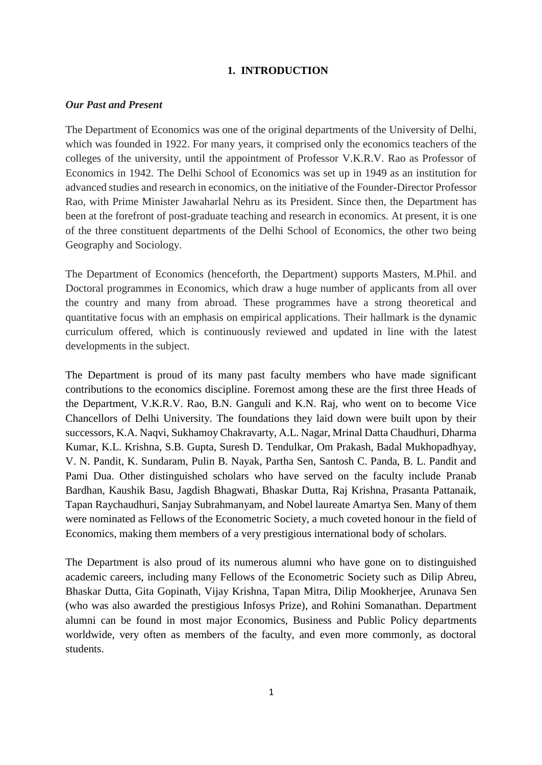# 1. INTRODUCTION

***Our Past and Present***

The Department of Economics was one of the original departments of the University of Delhi, which was founded in 1922. For many years, it comprised only the economics teachers of the colleges of the university, until the appointment of Professor V.K.R.V. Rao as Professor of Economics in 1942. The Delhi School of Economics was set up in 1949 as an institution for advanced studies and research in economics, on the initiative of the Founder-Director Professor Rao, with Prime Minister Jawaharlal Nehru as its President. Since then, the Department has been at the forefront of post-graduate teaching and research in economics. At present, it is one of the three constituent departments of the Delhi School of Economics, the other two being Geography and Sociology.

The Department of Economics (henceforth, the Department) supports Masters, M.Phil. and Doctoral programmes in Economics, which draw a huge number of applicants from all over the country and many from abroad. These programmes have a strong theoretical and quantitative focus with an emphasis on empirical applications. Their hallmark is the dynamic curriculum offered, which is continuously reviewed and updated in line with the latest developments in the subject.

The Department is proud of its many past faculty members who have made significant contributions to the economics discipline. Foremost among these are the first three Heads of the Department, V.K.R.V. Rao, B.N. Ganguli and K.N. Raj, who went on to become Vice Chancellors of Delhi University. The foundations they laid down were built upon by their successors, K.A. Naqvi, Sukhamoy Chakravarty, A.L. Nagar, Mrinal Datta Chaudhuri, Dharma Kumar, K.L. Krishna, S.B. Gupta, Suresh D. Tendulkar, Om Prakash, Badal Mukhopadhyay, V. N. Pandit, K. Sundaram, Pulin B. Nayak, Partha Sen, Santosh C. Panda, B. L. Pandit and Pami Dua. Other distinguished scholars who have served on the faculty include Pranab Bardhan, Kaushik Basu, Jagdish Bhagwati, Bhaskar Dutta, Raj Krishna, Prasanta Pattanaik, Tapan Raychaudhuri, Sanjay Subrahmanyam, and Nobel laureate Amartya Sen. Many of them were nominated as Fellows of the Econometric Society, a much coveted honour in the field of Economics, making them members of a very prestigious international body of scholars.

The Department is also proud of its numerous alumni who have gone on to distinguished academic careers, including many Fellows of the Econometric Society such as Dilip Abreu, Bhaskar Dutta, Gita Gopinath, Vijay Krishna, Tapan Mitra, Dilip Mookherjee, Arunava Sen (who was also awarded the prestigious Infosys Prize), and Rohini Somanathan. Department alumni can be found in most major Economics, Business and Public Policy departments worldwide, very often as members of the faculty, and even more commonly, as doctoral students.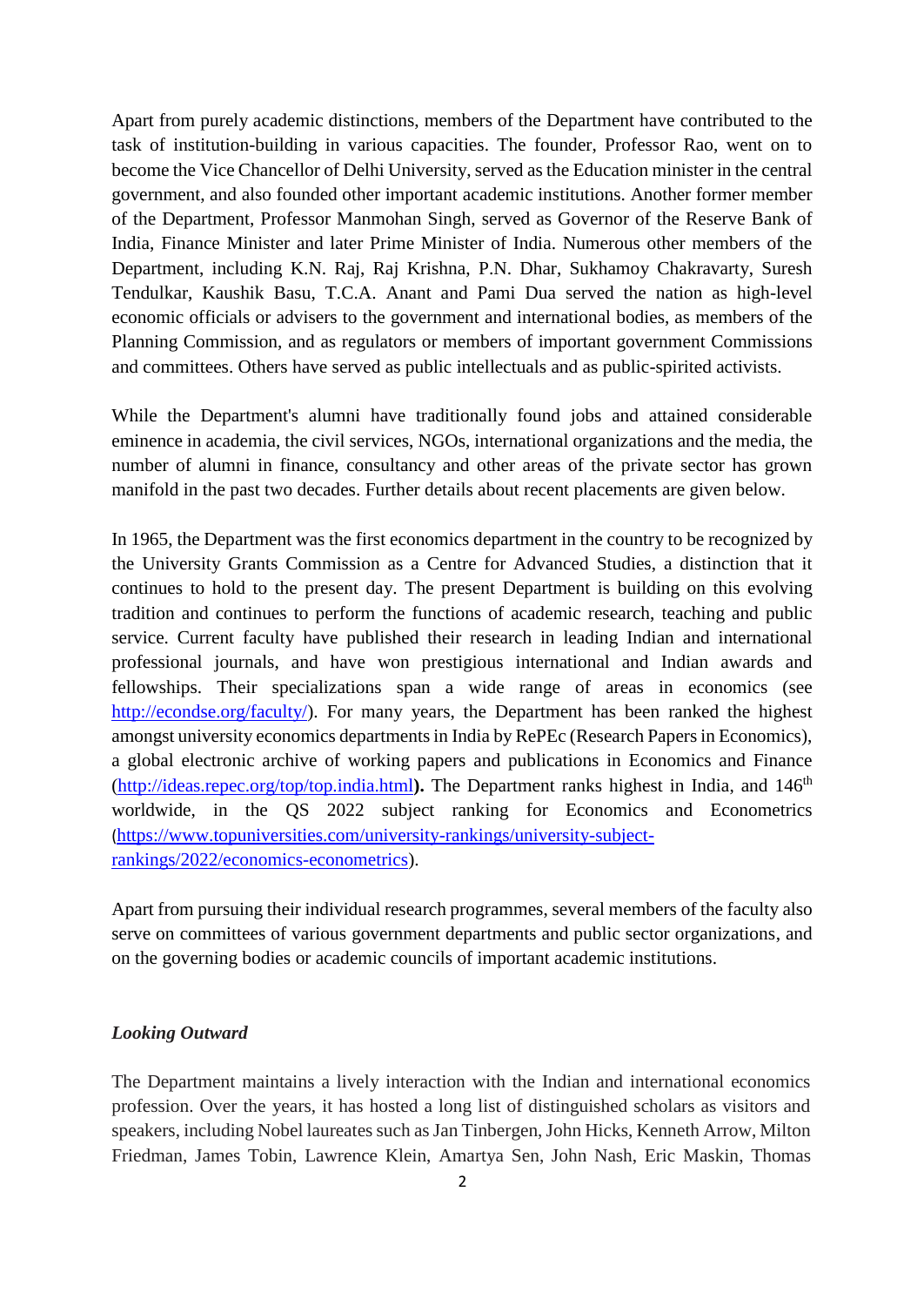Apart from purely academic distinctions, members of the Department have contributed to the task of institution-building in various capacities. The founder, Professor Rao, went on to become the Vice Chancellor of Delhi University, served as the Education minister in the central government, and also founded other important academic institutions. Another former member of the Department, Professor Manmohan Singh, served as Governor of the Reserve Bank of India, Finance Minister and later Prime Minister of India. Numerous other members of the Department, including K.N. Raj, Raj Krishna, P.N. Dhar, Sukhamoy Chakravarty, Suresh Tendulkar, Kaushik Basu, T.C.A. Anant and Pami Dua served the nation as high-level economic officials or advisers to the government and international bodies, as members of the Planning Commission, and as regulators or members of important government Commissions and committees. Others have served as public intellectuals and as public-spirited activists.

While the Department's alumni have traditionally found jobs and attained considerable eminence in academia, the civil services, NGOs, international organizations and the media, the number of alumni in finance, consultancy and other areas of the private sector has grown manifold in the past two decades. Further details about recent placements are given below.

In 1965, the Department was the first economics department in the country to be recognized by the University Grants Commission as a Centre for Advanced Studies, a distinction that it continues to hold to the present day. The present Department is building on this evolving tradition and continues to perform the functions of academic research, teaching and public service. Current faculty have published their research in leading Indian and international professional journals, and have won prestigious international and Indian awards and fellowships. Their specializations span a wide range of areas in economics (see [http://econdse.org/faculty/](http://econdse.org/faculty/)). For many years, the Department has been ranked the highest amongst university economics departments in India by RePEc (Research Papers in Economics), a global electronic archive of working papers and publications in Economics and Finance ([http://ideas.repec.org/top/top.india.html](http://ideas.repec.org/top/top.india.html)**).** The Department ranks highest in India, and 146th worldwide, in the QS 2022 subject ranking for Economics and Econometrics ([https://www.topuniversities.com/university-rankings/university-subject-rankings/2022/economics-econometrics](https://www.topuniversities.com/university-rankings/university-subject-rankings/2022/economics-econometrics)).

Apart from pursuing their individual research programmes, several members of the faculty also serve on committees of various government departments and public sector organizations, and on the governing bodies or academic councils of important academic institutions.

***Looking Outward***

The Department maintains a lively interaction with the Indian and international economics profession. Over the years, it has hosted a long list of distinguished scholars as visitors and speakers, including Nobel laureates such as Jan Tinbergen, John Hicks, Kenneth Arrow, Milton Friedman, James Tobin, Lawrence Klein, Amartya Sen, John Nash, Eric Maskin, Thomas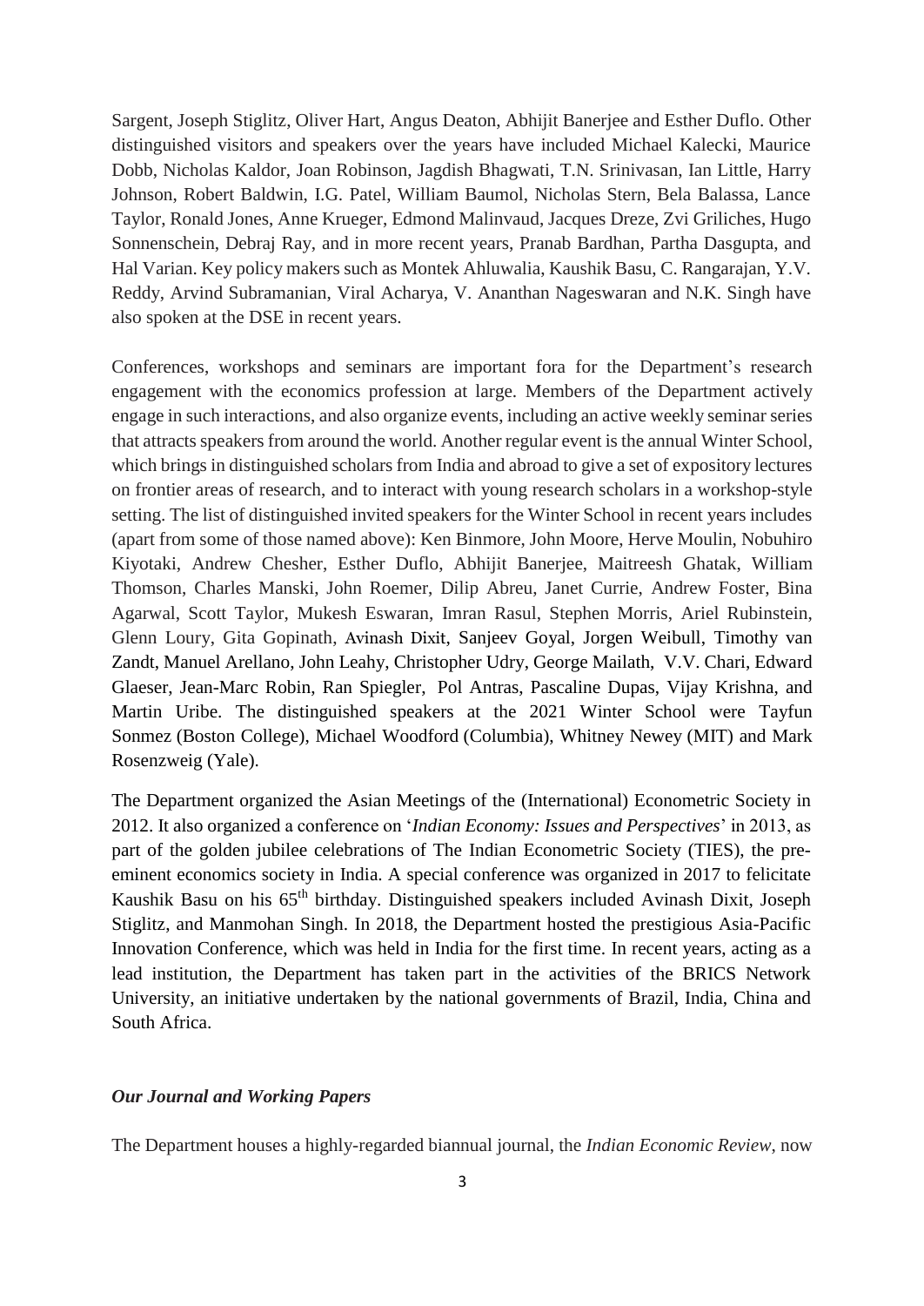Sargent, Joseph Stiglitz, Oliver Hart, Angus Deaton, Abhijit Banerjee and Esther Duflo. Other distinguished visitors and speakers over the years have included Michael Kalecki, Maurice Dobb, Nicholas Kaldor, Joan Robinson, Jagdish Bhagwati, T.N. Srinivasan, Ian Little, Harry Johnson, Robert Baldwin, I.G. Patel, William Baumol, Nicholas Stern, Bela Balassa, Lance Taylor, Ronald Jones, Anne Krueger, Edmond Malinvaud, Jacques Dreze, Zvi Griliches, Hugo Sonnenschein, Debraj Ray, and in more recent years, Pranab Bardhan, Partha Dasgupta, and Hal Varian. Key policy makers such as Montek Ahluwalia, Kaushik Basu, C. Rangarajan, Y.V. Reddy, Arvind Subramanian, Viral Acharya, V. Ananthan Nageswaran and N.K. Singh have also spoken at the DSE in recent years.

Conferences, workshops and seminars are important fora for the Department's research engagement with the economics profession at large. Members of the Department actively engage in such interactions, and also organize events, including an active weekly seminar series that attracts speakers from around the world. Another regular event is the annual Winter School, which brings in distinguished scholars from India and abroad to give a set of expository lectures on frontier areas of research, and to interact with young research scholars in a workshop-style setting. The list of distinguished invited speakers for the Winter School in recent years includes (apart from some of those named above): Ken Binmore, John Moore, Herve Moulin, Nobuhiro Kiyotaki, Andrew Chesher, Esther Duflo, Abhijit Banerjee, Maitreesh Ghatak, William Thomson, Charles Manski, John Roemer, Dilip Abreu, Janet Currie, Andrew Foster, Bina Agarwal, Scott Taylor, Mukesh Eswaran, Imran Rasul, Stephen Morris, Ariel Rubinstein, Glenn Loury, Gita Gopinath, Avinash Dixit, Sanjeev Goyal, Jorgen Weibull, Timothy van Zandt, Manuel Arellano, John Leahy, Christopher Udry, George Mailath, V.V. Chari, Edward Glaeser, Jean-Marc Robin, Ran Spiegler, Pol Antras, Pascaline Dupas, Vijay Krishna, and Martin Uribe. The distinguished speakers at the 2021 Winter School were Tayfun Sonmez (Boston College), Michael Woodford (Columbia), Whitney Newey (MIT) and Mark Rosenzweig (Yale).

The Department organized the Asian Meetings of the (International) Econometric Society in 2012. It also organized a conference on '*Indian Economy: Issues and Perspectives*' in 2013, as part of the golden jubilee celebrations of The Indian Econometric Society (TIES), the pre-eminent economics society in India. A special conference was organized in 2017 to felicitate Kaushik Basu on his 65th birthday. Distinguished speakers included Avinash Dixit, Joseph Stiglitz, and Manmohan Singh. In 2018, the Department hosted the prestigious Asia-Pacific Innovation Conference, which was held in India for the first time. In recent years, acting as a lead institution, the Department has taken part in the activities of the BRICS Network University, an initiative undertaken by the national governments of Brazil, India, China and South Africa.

### *Our Journal and Working Papers*

The Department houses a highly-regarded biannual journal, the *Indian Economic Review*, now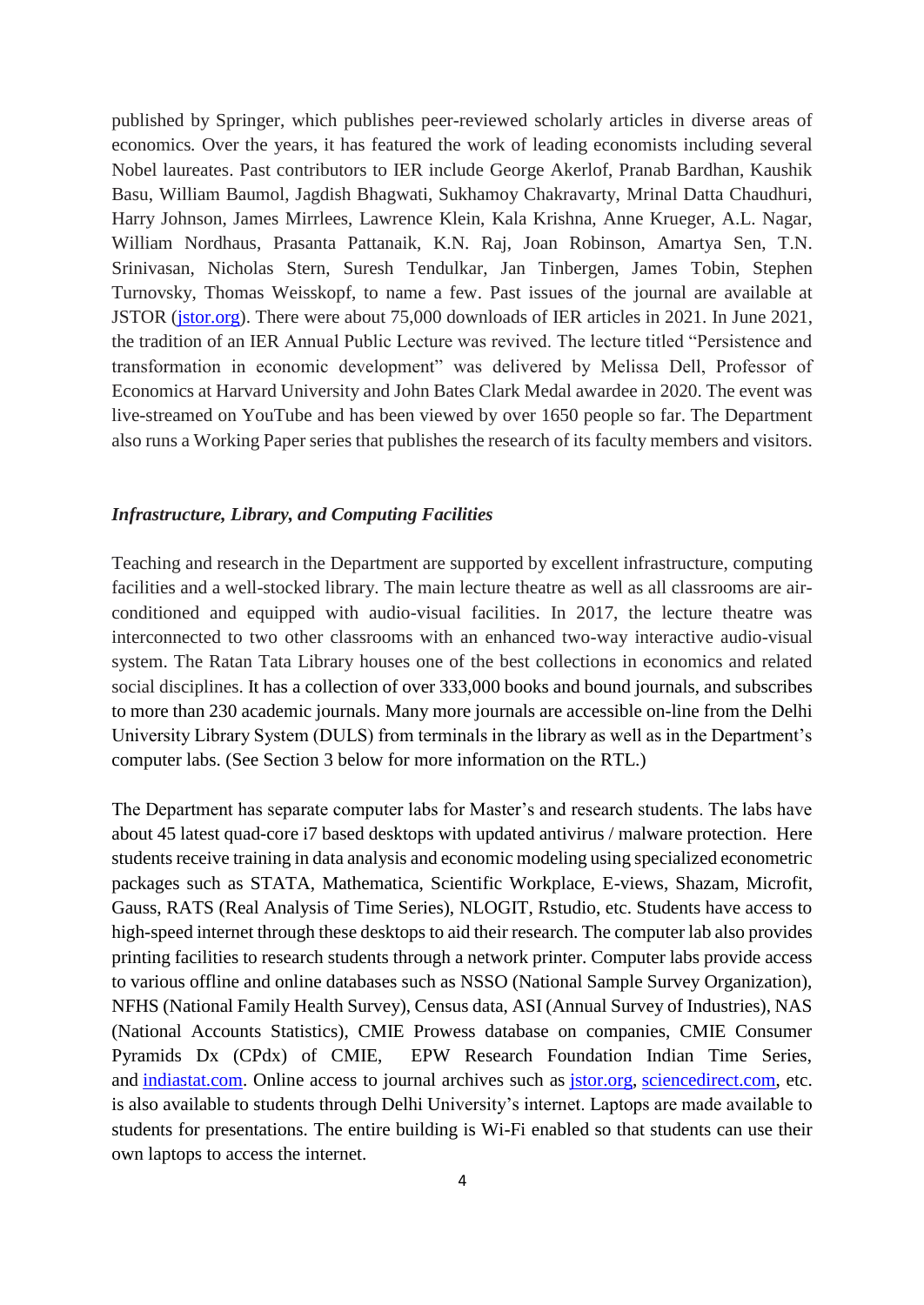published by Springer, which publishes peer-reviewed scholarly articles in diverse areas of economics. Over the years, it has featured the work of leading economists including several Nobel laureates. Past contributors to IER include George Akerlof, Pranab Bardhan, Kaushik Basu, William Baumol, Jagdish Bhagwati, Sukhamoy Chakravarty, Mrinal Datta Chaudhuri, Harry Johnson, James Mirrlees, Lawrence Klein, Kala Krishna, Anne Krueger, A.L. Nagar, William Nordhaus, Prasanta Pattanaik, K.N. Raj, Joan Robinson, Amartya Sen, T.N. Srinivasan, Nicholas Stern, Suresh Tendulkar, Jan Tinbergen, James Tobin, Stephen Turnovsky, Thomas Weisskopf, to name a few. Past issues of the journal are available at JSTOR (jstor.org). There were about 75,000 downloads of IER articles in 2021. In June 2021, the tradition of an IER Annual Public Lecture was revived. The lecture titled "Persistence and transformation in economic development" was delivered by Melissa Dell, Professor of Economics at Harvard University and John Bates Clark Medal awardee in 2020. The event was live-streamed on YouTube and has been viewed by over 1650 people so far. The Department also runs a Working Paper series that publishes the research of its faculty members and visitors.

### *Infrastructure, Library, and Computing Facilities*

Teaching and research in the Department are supported by excellent infrastructure, computing facilities and a well-stocked library. The main lecture theatre as well as all classrooms are air-conditioned and equipped with audio-visual facilities. In 2017, the lecture theatre was interconnected to two other classrooms with an enhanced two-way interactive audio-visual system. The Ratan Tata Library houses one of the best collections in economics and related social disciplines. It has a collection of over 333,000 books and bound journals, and subscribes to more than 230 academic journals. Many more journals are accessible on-line from the Delhi University Library System (DULS) from terminals in the library as well as in the Department's computer labs. (See Section 3 below for more information on the RTL.)

The Department has separate computer labs for Master's and research students. The labs have about 45 latest quad-core i7 based desktops with updated antivirus / malware protection. Here students receive training in data analysis and economic modeling using specialized econometric packages such as STATA, Mathematica, Scientific Workplace, E-views, Shazam, Microfit, Gauss, RATS (Real Analysis of Time Series), NLOGIT, Rstudio, etc. Students have access to high-speed internet through these desktops to aid their research. The computer lab also provides printing facilities to research students through a network printer. Computer labs provide access to various offline and online databases such as NSSO (National Sample Survey Organization), NFHS (National Family Health Survey), Census data, ASI (Annual Survey of Industries), NAS (National Accounts Statistics), CMIE Prowess database on companies, CMIE Consumer Pyramids Dx (CPdx) of CMIE, EPW Research Foundation Indian Time Series, and indiastat.com. Online access to journal archives such as jstor.org, sciencedirect.com, etc. is also available to students through Delhi University's internet. Laptops are made available to students for presentations. The entire building is Wi-Fi enabled so that students can use their own laptops to access the internet.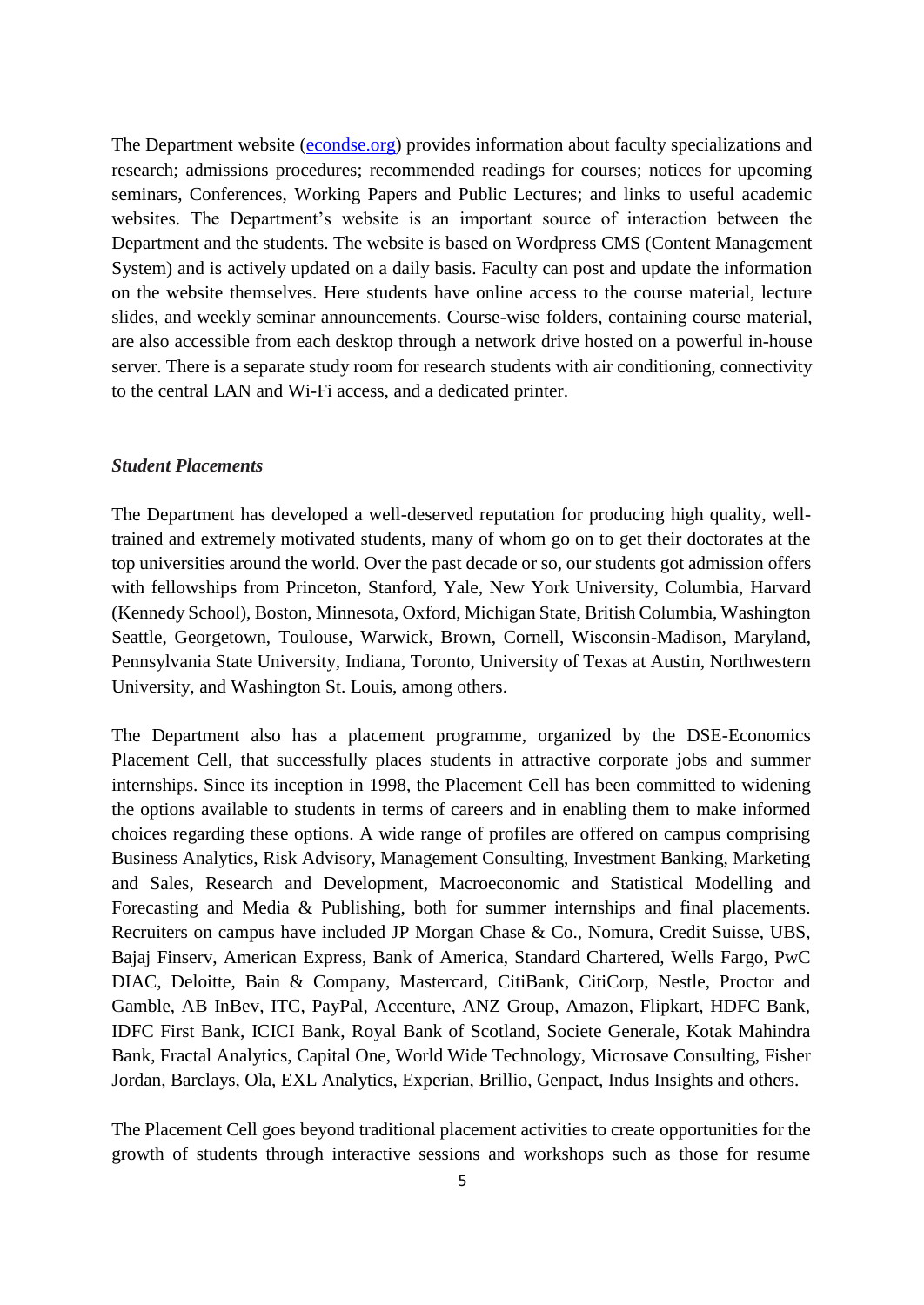The Department website ([econdse.org](econdse.org)) provides information about faculty specializations and research; admissions procedures; recommended readings for courses; notices for upcoming seminars, Conferences, Working Papers and Public Lectures; and links to useful academic websites. The Department's website is an important source of interaction between the Department and the students. The website is based on Wordpress CMS (Content Management System) and is actively updated on a daily basis. Faculty can post and update the information on the website themselves. Here students have online access to the course material, lecture slides, and weekly seminar announcements. Course-wise folders, containing course material, are also accessible from each desktop through a network drive hosted on a powerful in-house server. There is a separate study room for research students with air conditioning, connectivity to the central LAN and Wi-Fi access, and a dedicated printer.

***Student Placements***

The Department has developed a well-deserved reputation for producing high quality, well-trained and extremely motivated students, many of whom go on to get their doctorates at the top universities around the world. Over the past decade or so, our students got admission offers with fellowships from Princeton, Stanford, Yale, New York University, Columbia, Harvard (Kennedy School), Boston, Minnesota, Oxford, Michigan State, British Columbia, Washington Seattle, Georgetown, Toulouse, Warwick, Brown, Cornell, Wisconsin-Madison, Maryland, Pennsylvania State University, Indiana, Toronto, University of Texas at Austin, Northwestern University, and Washington St. Louis, among others.

The Department also has a placement programme, organized by the DSE-Economics Placement Cell, that successfully places students in attractive corporate jobs and summer internships. Since its inception in 1998, the Placement Cell has been committed to widening the options available to students in terms of careers and in enabling them to make informed choices regarding these options. A wide range of profiles are offered on campus comprising Business Analytics, Risk Advisory, Management Consulting, Investment Banking, Marketing and Sales, Research and Development, Macroeconomic and Statistical Modelling and Forecasting and Media & Publishing, both for summer internships and final placements. Recruiters on campus have included JP Morgan Chase & Co., Nomura, Credit Suisse, UBS, Bajaj Finserv, American Express, Bank of America, Standard Chartered, Wells Fargo, PwC DIAC, Deloitte, Bain & Company, Mastercard, CitiBank, CitiCorp, Nestle, Proctor and Gamble, AB InBev, ITC, PayPal, Accenture, ANZ Group, Amazon, Flipkart, HDFC Bank, IDFC First Bank, ICICI Bank, Royal Bank of Scotland, Societe Generale, Kotak Mahindra Bank, Fractal Analytics, Capital One, World Wide Technology, Microsave Consulting, Fisher Jordan, Barclays, Ola, EXL Analytics, Experian, Brillio, Genpact, Indus Insights and others.

The Placement Cell goes beyond traditional placement activities to create opportunities for the growth of students through interactive sessions and workshops such as those for resume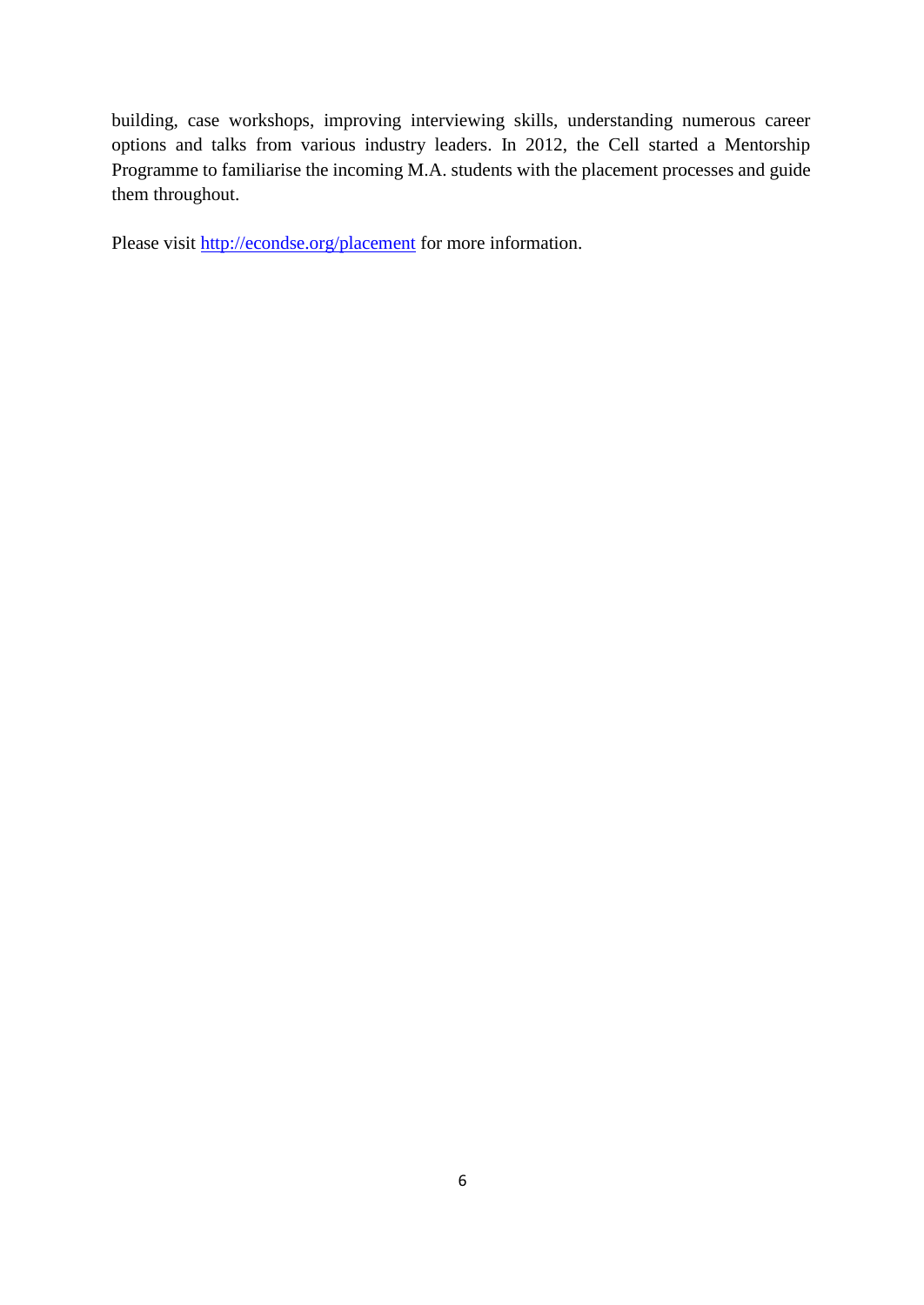building, case workshops, improving interviewing skills, understanding numerous career options and talks from various industry leaders. In 2012, the Cell started a Mentorship Programme to familiarise the incoming M.A. students with the placement processes and guide them throughout.

Please visit [http://econdse.org/placement](http://econdse.org/placement) for more information.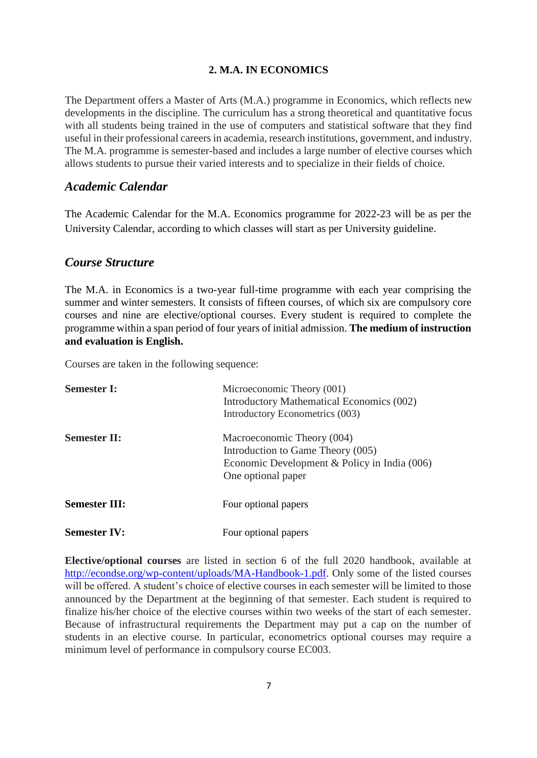## 2. M.A. IN ECONOMICS

The Department offers a Master of Arts (M.A.) programme in Economics, which reflects new developments in the discipline. The curriculum has a strong theoretical and quantitative focus with all students being trained in the use of computers and statistical software that they find useful in their professional careers in academia, research institutions, government, and industry. The M.A. programme is semester-based and includes a large number of elective courses which allows students to pursue their varied interests and to specialize in their fields of choice.

### *Academic Calendar*

The Academic Calendar for the M.A. Economics programme for 2022-23 will be as per the University Calendar, according to which classes will start as per University guideline.

### *Course Structure*

The M.A. in Economics is a two-year full-time programme with each year comprising the summer and winter semesters. It consists of fifteen courses, of which six are compulsory core courses and nine are elective/optional courses. Every student is required to complete the programme within a span period of four years of initial admission. **The medium of instruction and evaluation is English.**

Courses are taken in the following sequence:

| | |
|---|---|
| **Semester I:** | Microeconomic Theory (001)<br>Introductory Mathematical Economics (002)<br>Introductory Econometrics (003) |
| **Semester II:** | Macroeconomic Theory (004)<br>Introduction to Game Theory (005)<br>Economic Development & Policy in India (006)<br>One optional paper |
| **Semester III:** | Four optional papers |
| **Semester IV:** | Four optional papers |

**Elective/optional courses** are listed in section 6 of the full 2020 handbook, available at http://econdse.org/wp-content/uploads/MA-Handbook-1.pdf. Only some of the listed courses will be offered. A student's choice of elective courses in each semester will be limited to those announced by the Department at the beginning of that semester. Each student is required to finalize his/her choice of the elective courses within two weeks of the start of each semester. Because of infrastructural requirements the Department may put a cap on the number of students in an elective course. In particular, econometrics optional courses may require a minimum level of performance in compulsory course EC003.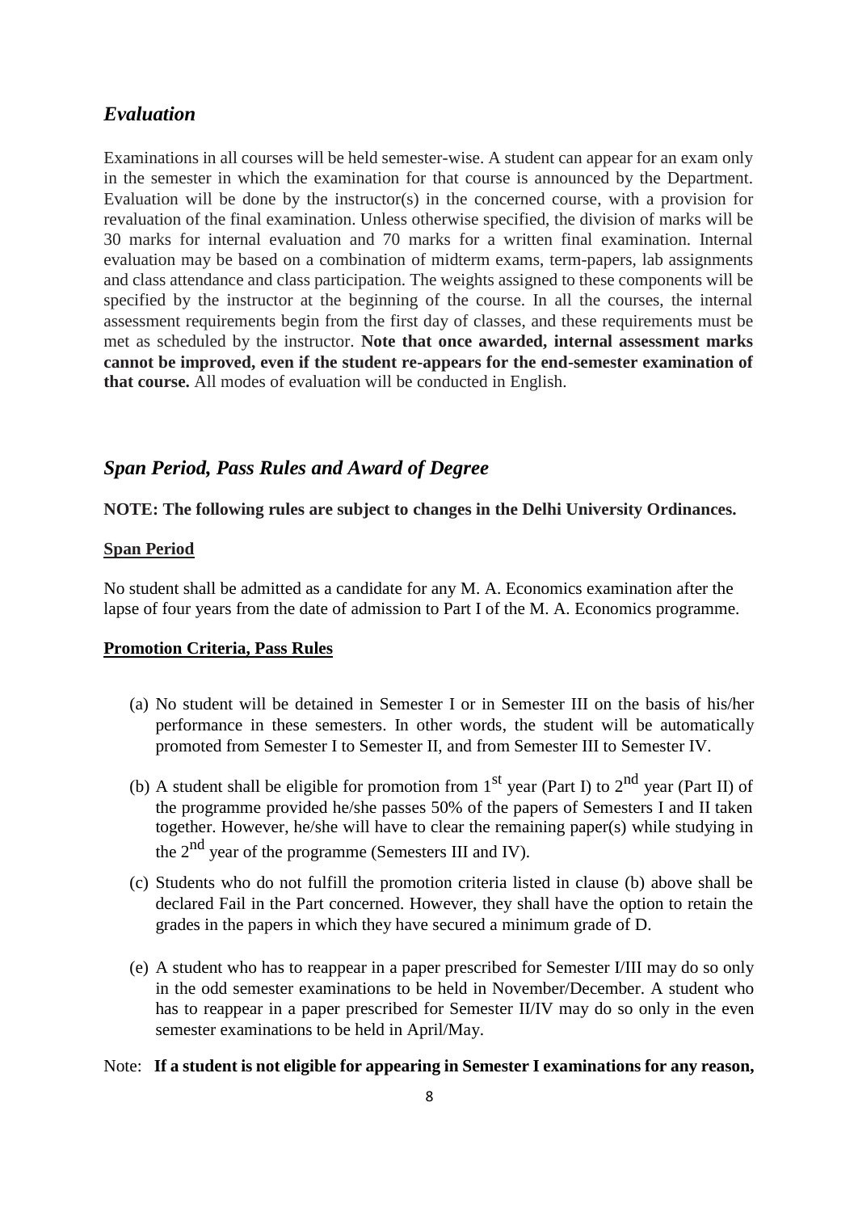## *Evaluation*

Examinations in all courses will be held semester-wise. A student can appear for an exam only in the semester in which the examination for that course is announced by the Department. Evaluation will be done by the instructor(s) in the concerned course, with a provision for revaluation of the final examination. Unless otherwise specified, the division of marks will be 30 marks for internal evaluation and 70 marks for a written final examination. Internal evaluation may be based on a combination of midterm exams, term-papers, lab assignments and class attendance and class participation. The weights assigned to these components will be specified by the instructor at the beginning of the course. In all the courses, the internal assessment requirements begin from the first day of classes, and these requirements must be met as scheduled by the instructor. **Note that once awarded, internal assessment marks cannot be improved, even if the student re-appears for the end-semester examination of that course.** All modes of evaluation will be conducted in English.

## *Span Period, Pass Rules and Award of Degree*

**NOTE: The following rules are subject to changes in the Delhi University Ordinances.**

**Span Period**

No student shall be admitted as a candidate for any M. A. Economics examination after the lapse of four years from the date of admission to Part I of the M. A. Economics programme.

**Promotion Criteria, Pass Rules**

(a) No student will be detained in Semester I or in Semester III on the basis of his/her performance in these semesters. In other words, the student will be automatically promoted from Semester I to Semester II, and from Semester III to Semester IV.

(b) A student shall be eligible for promotion from 1st year (Part I) to 2nd year (Part II) of the programme provided he/she passes 50% of the papers of Semesters I and II taken together. However, he/she will have to clear the remaining paper(s) while studying in the 2nd year of the programme (Semesters III and IV).

(c) Students who do not fulfill the promotion criteria listed in clause (b) above shall be declared Fail in the Part concerned. However, they shall have the option to retain the grades in the papers in which they have secured a minimum grade of D.

(e) A student who has to reappear in a paper prescribed for Semester I/III may do so only in the odd semester examinations to be held in November/December. A student who has to reappear in a paper prescribed for Semester II/IV may do so only in the even semester examinations to be held in April/May.

Note: **If a student is not eligible for appearing in Semester I examinations for any reason,**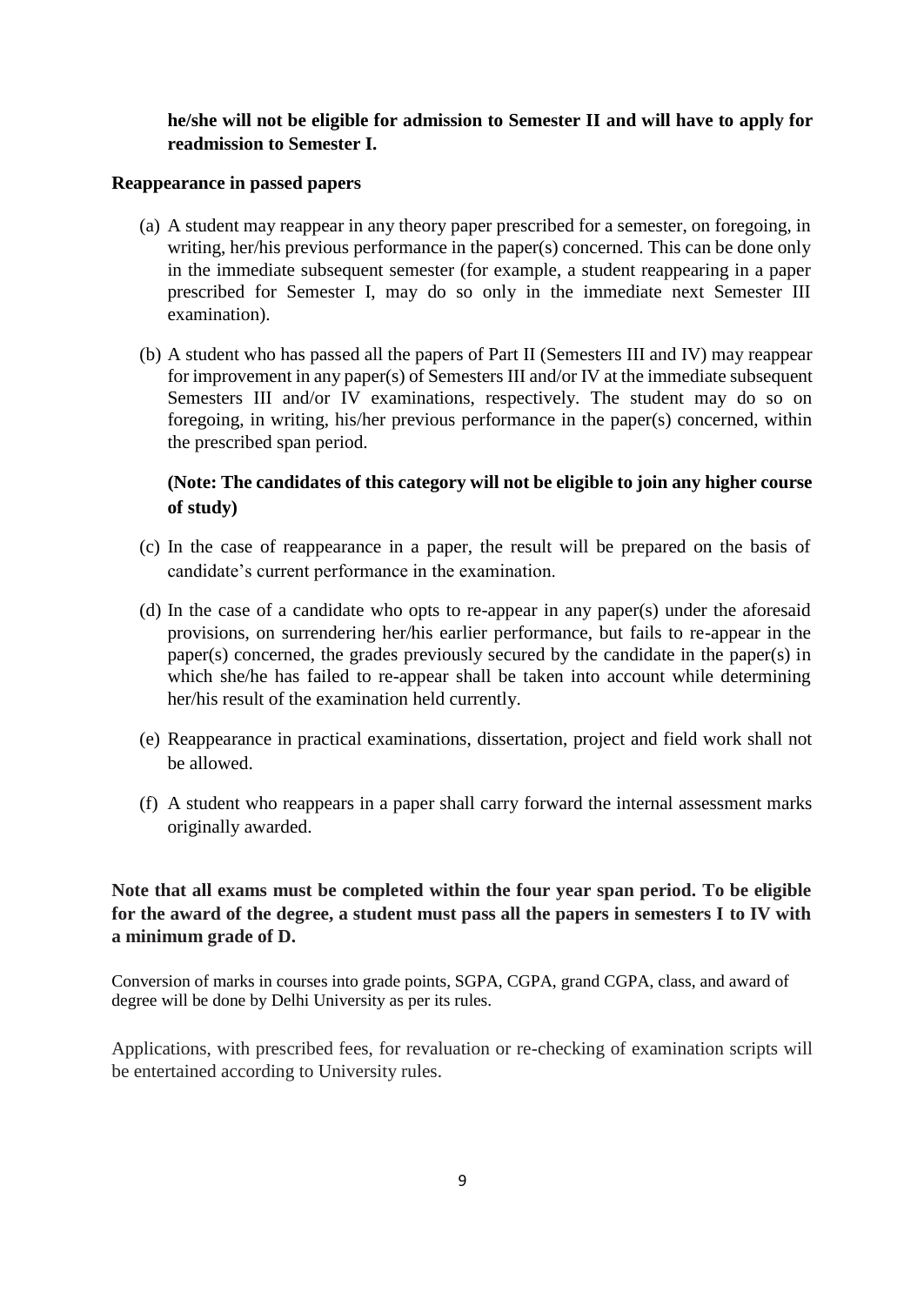**he/she will not be eligible for admission to Semester II and will have to apply for readmission to Semester I.**

**Reappearance in passed papers**

(a) A student may reappear in any theory paper prescribed for a semester, on foregoing, in writing, her/his previous performance in the paper(s) concerned. This can be done only in the immediate subsequent semester (for example, a student reappearing in a paper prescribed for Semester I, may do so only in the immediate next Semester III examination).

(b) A student who has passed all the papers of Part II (Semesters III and IV) may reappear for improvement in any paper(s) of Semesters III and/or IV at the immediate subsequent Semesters III and/or IV examinations, respectively. The student may do so on foregoing, in writing, his/her previous performance in the paper(s) concerned, within the prescribed span period.

**(Note: The candidates of this category will not be eligible to join any higher course of study)**

(c) In the case of reappearance in a paper, the result will be prepared on the basis of candidate's current performance in the examination.

(d) In the case of a candidate who opts to re-appear in any paper(s) under the aforesaid provisions, on surrendering her/his earlier performance, but fails to re-appear in the paper(s) concerned, the grades previously secured by the candidate in the paper(s) in which she/he has failed to re-appear shall be taken into account while determining her/his result of the examination held currently.

(e) Reappearance in practical examinations, dissertation, project and field work shall not be allowed.

(f) A student who reappears in a paper shall carry forward the internal assessment marks originally awarded.

**Note that all exams must be completed within the four year span period. To be eligible for the award of the degree, a student must pass all the papers in semesters I to IV with a minimum grade of D.**

Conversion of marks in courses into grade points, SGPA, CGPA, grand CGPA, class, and award of degree will be done by Delhi University as per its rules.

Applications, with prescribed fees, for revaluation or re-checking of examination scripts will be entertained according to University rules.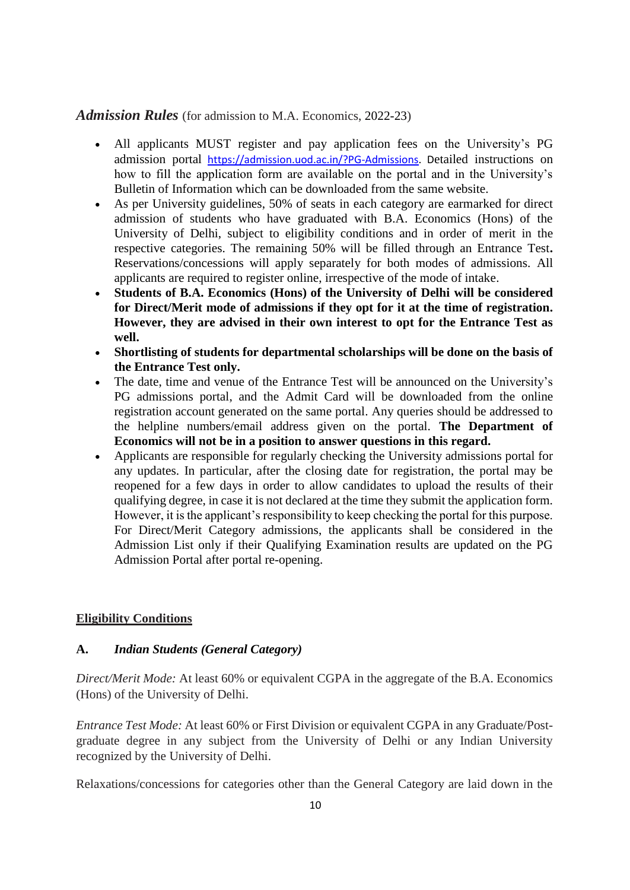## ***Admission Rules*** (for admission to M.A. Economics, 2022-23)

- All applicants MUST register and pay application fees on the University's PG admission portal https://admission.uod.ac.in/?PG-Admissions. Detailed instructions on how to fill the application form are available on the portal and in the University's Bulletin of Information which can be downloaded from the same website.
- As per University guidelines, 50% of seats in each category are earmarked for direct admission of students who have graduated with B.A. Economics (Hons) of the University of Delhi, subject to eligibility conditions and in order of merit in the respective categories. The remaining 50% will be filled through an Entrance Test**.** Reservations/concessions will apply separately for both modes of admissions. All applicants are required to register online, irrespective of the mode of intake.
- **Students of B.A. Economics (Hons) of the University of Delhi will be considered for Direct/Merit mode of admissions if they opt for it at the time of registration. However, they are advised in their own interest to opt for the Entrance Test as well.**
- **Shortlisting of students for departmental scholarships will be done on the basis of the Entrance Test only.**
- The date, time and venue of the Entrance Test will be announced on the University's PG admissions portal, and the Admit Card will be downloaded from the online registration account generated on the same portal. Any queries should be addressed to the helpline numbers/email address given on the portal. **The Department of Economics will not be in a position to answer questions in this regard.**
- Applicants are responsible for regularly checking the University admissions portal for any updates. In particular, after the closing date for registration, the portal may be reopened for a few days in order to allow candidates to upload the results of their qualifying degree, in case it is not declared at the time they submit the application form. However, it is the applicant's responsibility to keep checking the portal for this purpose. For Direct/Merit Category admissions, the applicants shall be considered in the Admission List only if their Qualifying Examination results are updated on the PG Admission Portal after portal re-opening.

<u>**Eligibility Conditions**</u>

**A.** ***Indian Students (General Category)***

*Direct/Merit Mode:* At least 60% or equivalent CGPA in the aggregate of the B.A. Economics (Hons) of the University of Delhi.

*Entrance Test Mode:* At least 60% or First Division or equivalent CGPA in any Graduate/Post-graduate degree in any subject from the University of Delhi or any Indian University recognized by the University of Delhi.

Relaxations/concessions for categories other than the General Category are laid down in the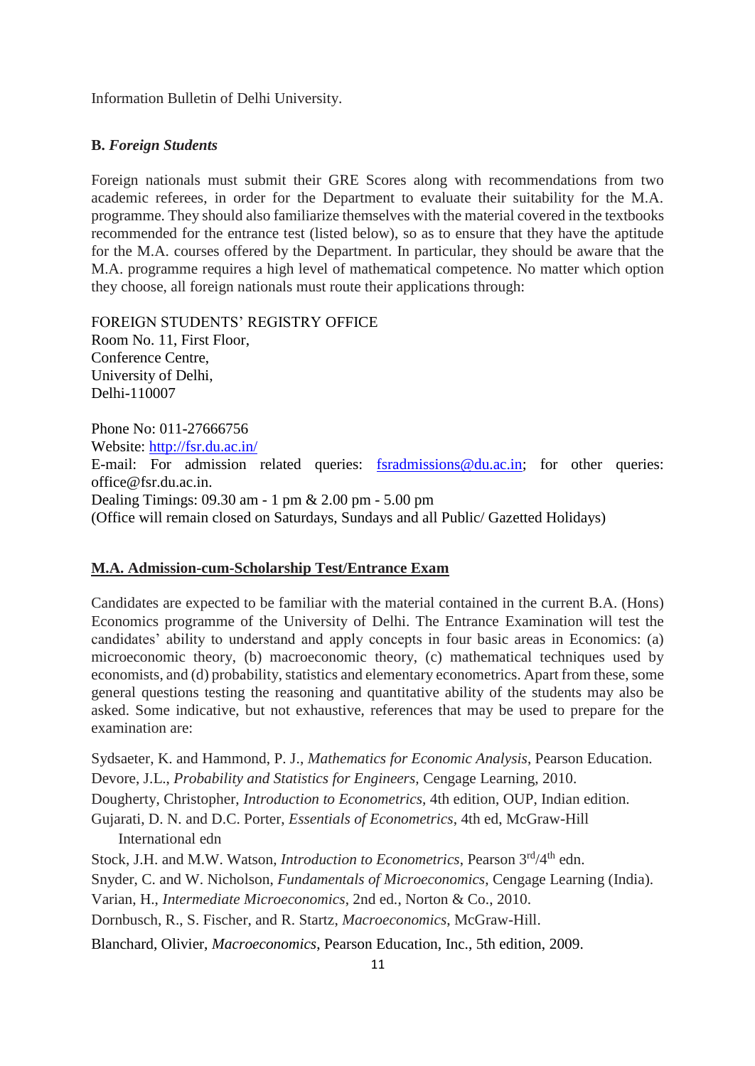Information Bulletin of Delhi University.

**B.** ***Foreign Students***

Foreign nationals must submit their GRE Scores along with recommendations from two academic referees, in order for the Department to evaluate their suitability for the M.A. programme. They should also familiarize themselves with the material covered in the textbooks recommended for the entrance test (listed below), so as to ensure that they have the aptitude for the M.A. courses offered by the Department. In particular, they should be aware that the M.A. programme requires a high level of mathematical competence. No matter which option they choose, all foreign nationals must route their applications through:

FOREIGN STUDENTS' REGISTRY OFFICE
Room No. 11, First Floor,
Conference Centre,
University of Delhi,
Delhi-110007

Phone No: 011-27666756
Website: http://fsr.du.ac.in/
E-mail: For admission related queries: fsradmissions@du.ac.in; for other queries: office@fsr.du.ac.in.
Dealing Timings: 09.30 am - 1 pm & 2.00 pm - 5.00 pm
(Office will remain closed on Saturdays, Sundays and all Public/ Gazetted Holidays)

## M.A. Admission-cum-Scholarship Test/Entrance Exam

Candidates are expected to be familiar with the material contained in the current B.A. (Hons) Economics programme of the University of Delhi. The Entrance Examination will test the candidates' ability to understand and apply concepts in four basic areas in Economics: (a) microeconomic theory, (b) macroeconomic theory, (c) mathematical techniques used by economists, and (d) probability, statistics and elementary econometrics. Apart from these, some general questions testing the reasoning and quantitative ability of the students may also be asked. Some indicative, but not exhaustive, references that may be used to prepare for the examination are:

Sydsaeter, K. and Hammond, P. J., *Mathematics for Economic Analysis*, Pearson Education.
Devore, J.L., *Probability and Statistics for Engineers*, Cengage Learning, 2010.
Dougherty, Christopher, *Introduction to Econometrics*, 4th edition, OUP, Indian edition.
Gujarati, D. N. and D.C. Porter, *Essentials of Econometrics*, 4th ed, McGraw-Hill International edn
Stock, J.H. and M.W. Watson, *Introduction to Econometrics*, Pearson 3rd/4th edn.
Snyder, C. and W. Nicholson, *Fundamentals of Microeconomics*, Cengage Learning (India).
Varian, H., *Intermediate Microeconomics*, 2nd ed., Norton & Co., 2010.
Dornbusch, R., S. Fischer, and R. Startz, *Macroeconomics*, McGraw-Hill.
Blanchard, Olivier, *Macroeconomics*, Pearson Education, Inc., 5th edition, 2009.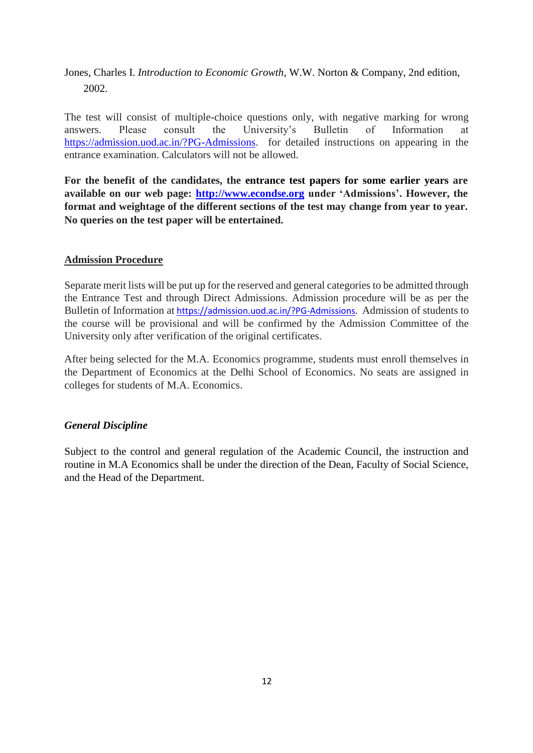Jones, Charles I. *Introduction to Economic Growth*, W.W. Norton & Company, 2nd edition, 2002.

The test will consist of multiple-choice questions only, with negative marking for wrong answers. Please consult the University's Bulletin of Information at https://admission.uod.ac.in/?PG-Admissions. for detailed instructions on appearing in the entrance examination. Calculators will not be allowed.

**For the benefit of the candidates, the entrance test papers for some earlier years are available on our web page: http://www.econdse.org under 'Admissions'. However, the format and weightage of the different sections of the test may change from year to year. No queries on the test paper will be entertained.**

## Admission Procedure

Separate merit lists will be put up for the reserved and general categories to be admitted through the Entrance Test and through Direct Admissions. Admission procedure will be as per the Bulletin of Information at https://admission.uod.ac.in/?PG-Admissions. Admission of students to the course will be provisional and will be confirmed by the Admission Committee of the University only after verification of the original certificates.

After being selected for the M.A. Economics programme, students must enroll themselves in the Department of Economics at the Delhi School of Economics. No seats are assigned in colleges for students of M.A. Economics.

### *General Discipline*

Subject to the control and general regulation of the Academic Council, the instruction and routine in M.A Economics shall be under the direction of the Dean, Faculty of Social Science, and the Head of the Department.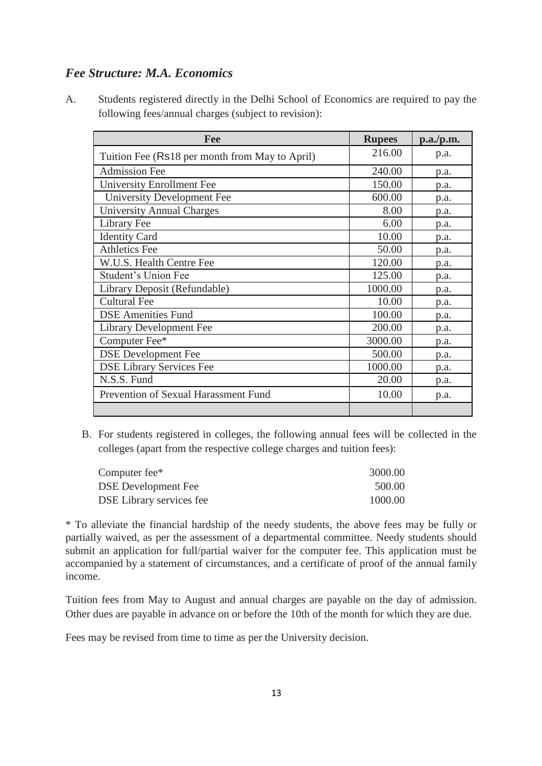## *Fee Structure: M.A. Economics*

A. Students registered directly in the Delhi School of Economics are required to pay the following fees/annual charges (subject to revision):

| Fee | Rupees | p.a./p.m. |
|---|---|---|
| Tuition Fee (Rs18 per month from May to April) | 216.00 | p.a. |
| Admission Fee | 240.00 | p.a. |
| University Enrollment Fee | 150.00 | p.a. |
| University Development Fee | 600.00 | p.a. |
| University Annual Charges | 8.00 | p.a. |
| Library Fee | 6.00 | p.a. |
| Identity Card | 10.00 | p.a. |
| Athletics Fee | 50.00 | p.a. |
| W.U.S. Health Centre Fee | 120.00 | p.a. |
| Student's Union Fee | 125.00 | p.a. |
| Library Deposit (Refundable) | 1000.00 | p.a. |
| Cultural Fee | 10.00 | p.a. |
| DSE Amenities Fund | 100.00 | p.a. |
| Library Development Fee | 200.00 | p.a. |
| Computer Fee* | 3000.00 | p.a. |
| DSE Development Fee | 500.00 | p.a. |
| DSE Library Services Fee | 1000.00 | p.a. |
| N.S.S. Fund | 20.00 | p.a. |
| Prevention of Sexual Harassment Fund | 10.00 | p.a. |
| | | |

B. For students registered in colleges, the following annual fees will be collected in the colleges (apart from the respective college charges and tuition fees):

| | |
|---|---|
| Computer fee* | 3000.00 |
| DSE Development Fee | 500.00 |
| DSE Library services fee | 1000.00 |

* To alleviate the financial hardship of the needy students, the above fees may be fully or partially waived, as per the assessment of a departmental committee. Needy students should submit an application for full/partial waiver for the computer fee. This application must be accompanied by a statement of circumstances, and a certificate of proof of the annual family income.

Tuition fees from May to August and annual charges are payable on the day of admission. Other dues are payable in advance on or before the 10th of the month for which they are due.

Fees may be revised from time to time as per the University decision.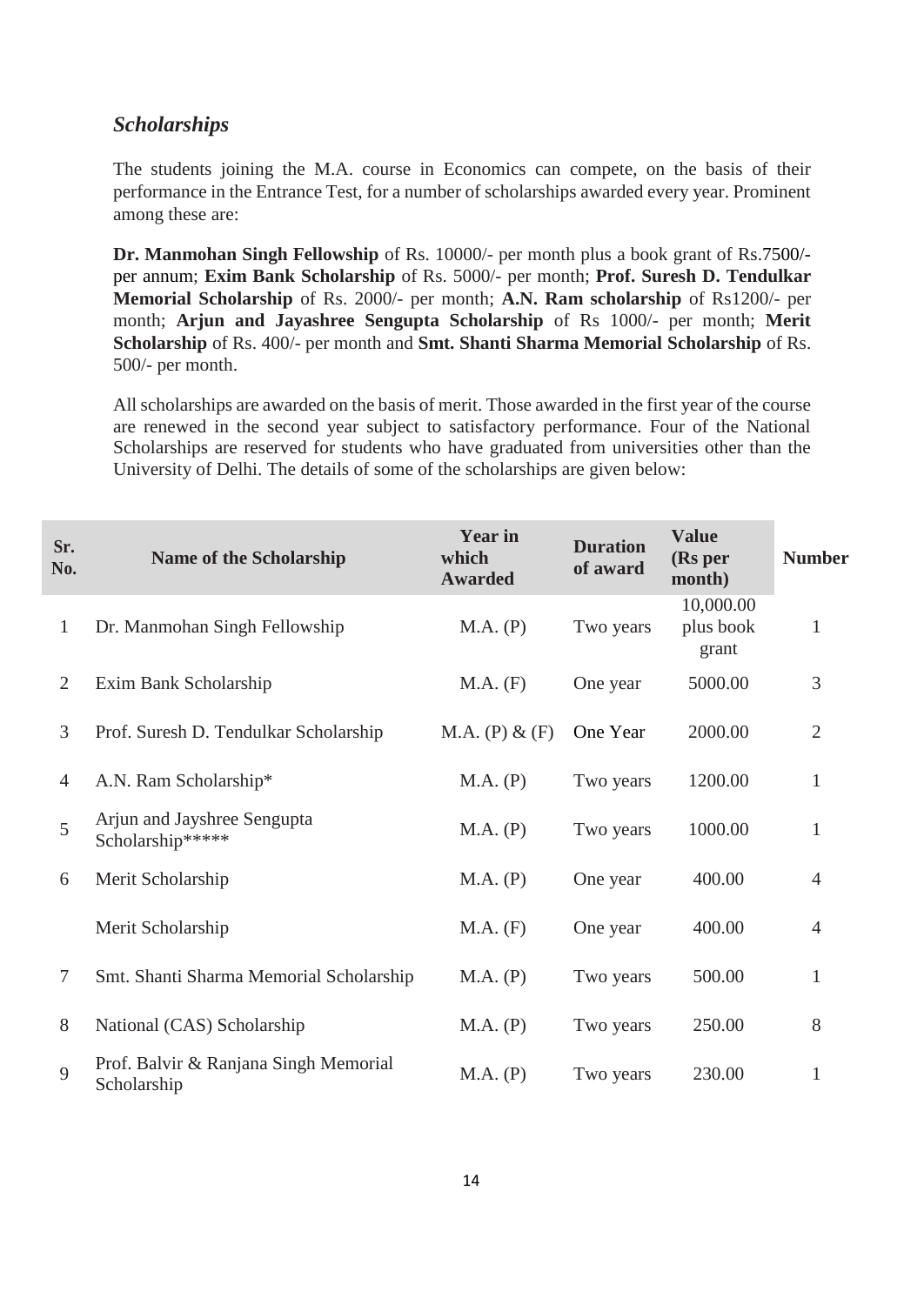## *Scholarships*

The students joining the M.A. course in Economics can compete, on the basis of their performance in the Entrance Test, for a number of scholarships awarded every year. Prominent among these are:

**Dr. Manmohan Singh Fellowship** of Rs. 10000/- per month plus a book grant of Rs.7500/- per annum; **Exim Bank Scholarship** of Rs. 5000/- per month; **Prof. Suresh D. Tendulkar Memorial Scholarship** of Rs. 2000/- per month; **A.N. Ram scholarship** of Rs1200/- per month; **Arjun and Jayashree Sengupta Scholarship** of Rs 1000/- per month; **Merit Scholarship** of Rs. 400/- per month and **Smt. Shanti Sharma Memorial Scholarship** of Rs. 500/- per month.

All scholarships are awarded on the basis of merit. Those awarded in the first year of the course are renewed in the second year subject to satisfactory performance. Four of the National Scholarships are reserved for students who have graduated from universities other than the University of Delhi. The details of some of the scholarships are given below:

| Sr. No. | Name of the Scholarship | Year in which Awarded | Duration of award | Value (Rs per month) | Number |
|---|---|---|---|---|---|
| 1 | Dr. Manmohan Singh Fellowship | M.A. (P) | Two years | 10,000.00 plus book grant | 1 |
| 2 | Exim Bank Scholarship | M.A. (F) | One year | 5000.00 | 3 |
| 3 | Prof. Suresh D. Tendulkar Scholarship | M.A. (P) & (F) | One Year | 2000.00 | 2 |
| 4 | A.N. Ram Scholarship* | M.A. (P) | Two years | 1200.00 | 1 |
| 5 | Arjun and Jayshree Sengupta Scholarship***** | M.A. (P) | Two years | 1000.00 | 1 |
| 6 | Merit Scholarship | M.A. (P) | One year | 400.00 | 4 |
| | Merit Scholarship | M.A. (F) | One year | 400.00 | 4 |
| 7 | Smt. Shanti Sharma Memorial Scholarship | M.A. (P) | Two years | 500.00 | 1 |
| 8 | National (CAS) Scholarship | M.A. (P) | Two years | 250.00 | 8 |
| 9 | Prof. Balvir & Ranjana Singh Memorial Scholarship | M.A. (P) | Two years | 230.00 | 1 |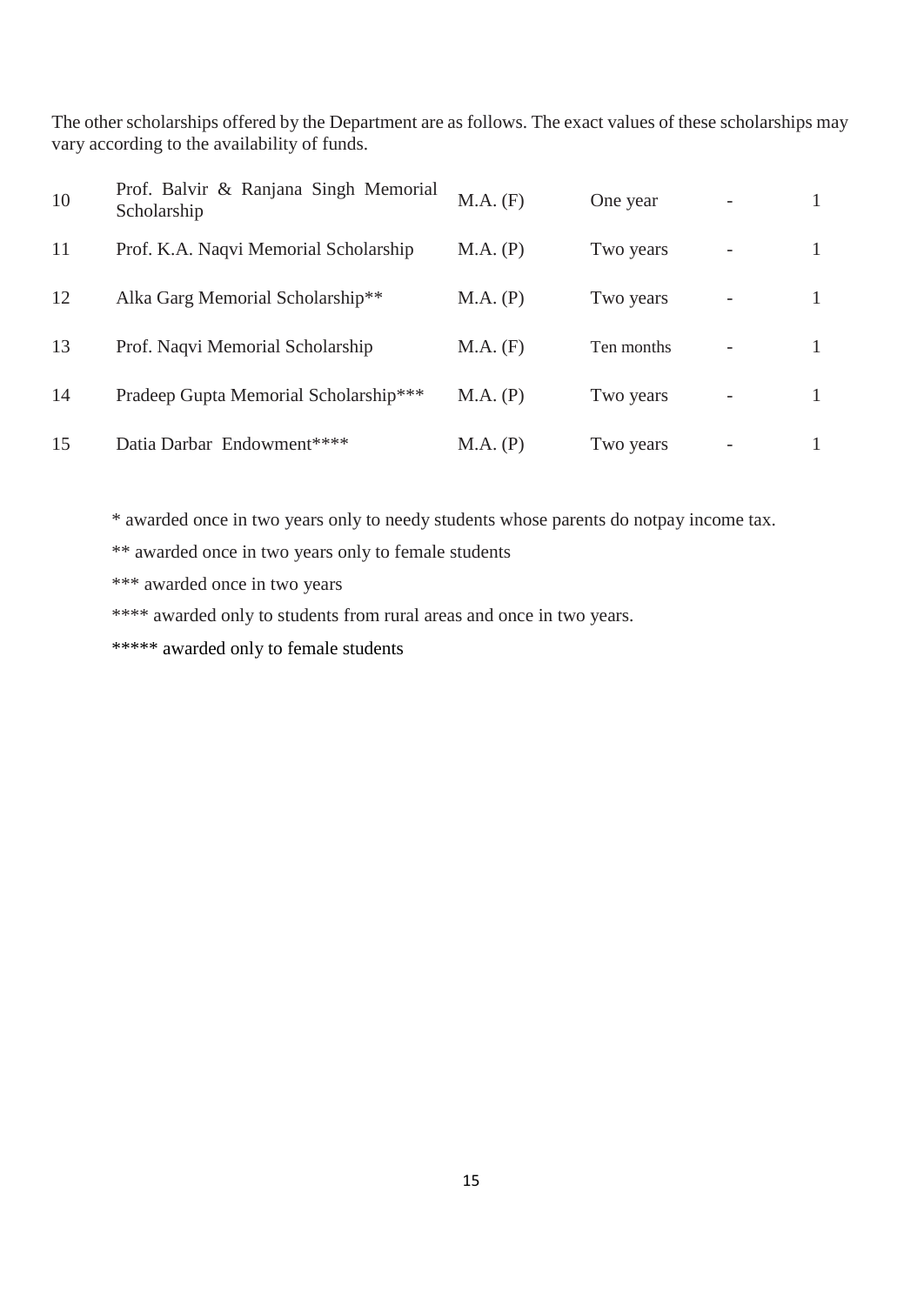The other scholarships offered by the Department are as follows. The exact values of these scholarships may vary according to the availability of funds.

| | | | | | |
|---|---|---|---|---|---|
| 10 | Prof. Balvir & Ranjana Singh Memorial Scholarship | M.A. (F) | One year | - | 1 |
| 11 | Prof. K.A. Naqvi Memorial Scholarship | M.A. (P) | Two years | - | 1 |
| 12 | Alka Garg Memorial Scholarship** | M.A. (P) | Two years | - | 1 |
| 13 | Prof. Naqvi Memorial Scholarship | M.A. (F) | Ten months | - | 1 |
| 14 | Pradeep Gupta Memorial Scholarship*** | M.A. (P) | Two years | - | 1 |
| 15 | Datia Darbar Endowment**** | M.A. (P) | Two years | - | 1 |

* awarded once in two years only to needy students whose parents do notpay income tax.

** awarded once in two years only to female students

*** awarded once in two years

**** awarded only to students from rural areas and once in two years.

***** awarded only to female students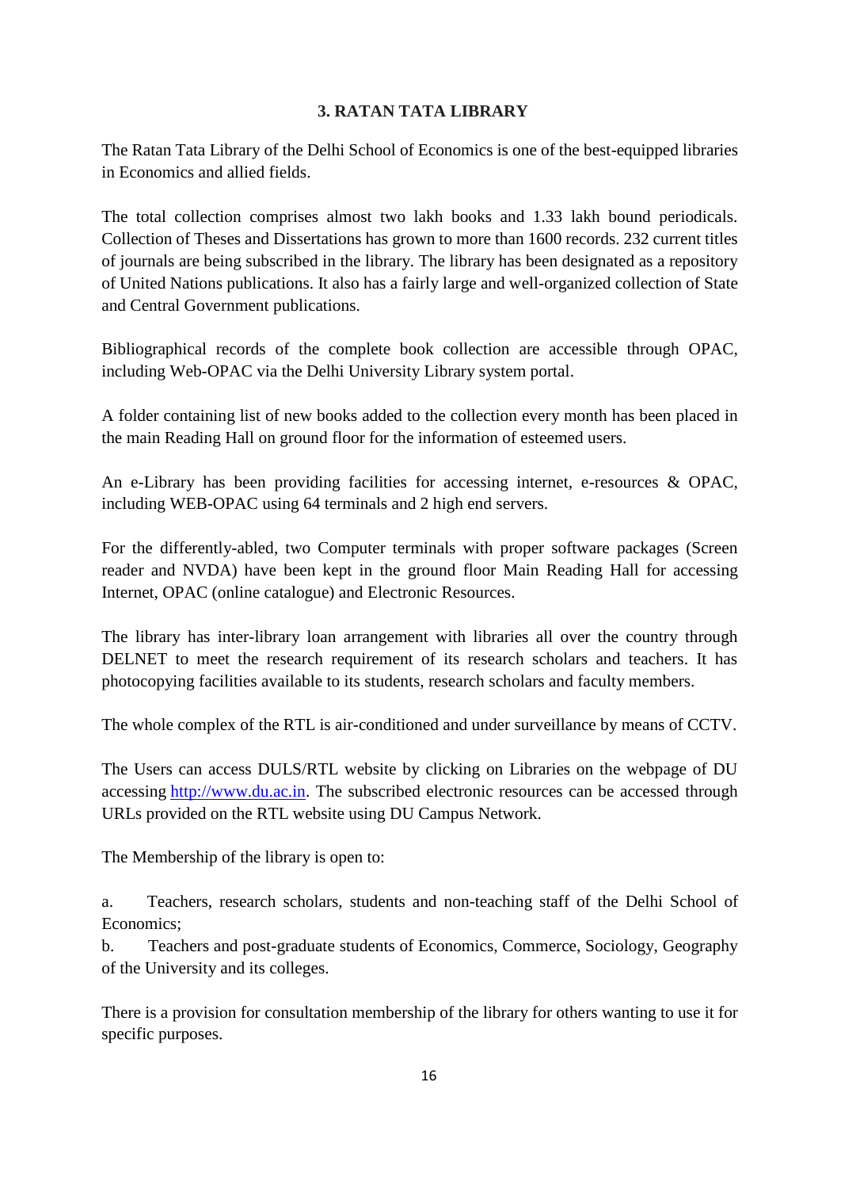## 3. RATAN TATA LIBRARY

The Ratan Tata Library of the Delhi School of Economics is one of the best-equipped libraries in Economics and allied fields.

The total collection comprises almost two lakh books and 1.33 lakh bound periodicals. Collection of Theses and Dissertations has grown to more than 1600 records. 232 current titles of journals are being subscribed in the library. The library has been designated as a repository of United Nations publications. It also has a fairly large and well-organized collection of State and Central Government publications.

Bibliographical records of the complete book collection are accessible through OPAC, including Web-OPAC via the Delhi University Library system portal.

A folder containing list of new books added to the collection every month has been placed in the main Reading Hall on ground floor for the information of esteemed users.

An e-Library has been providing facilities for accessing internet, e-resources & OPAC, including WEB-OPAC using 64 terminals and 2 high end servers.

For the differently-abled, two Computer terminals with proper software packages (Screen reader and NVDA) have been kept in the ground floor Main Reading Hall for accessing Internet, OPAC (online catalogue) and Electronic Resources.

The library has inter-library loan arrangement with libraries all over the country through DELNET to meet the research requirement of its research scholars and teachers. It has photocopying facilities available to its students, research scholars and faculty members.

The whole complex of the RTL is air-conditioned and under surveillance by means of CCTV.

The Users can access DULS/RTL website by clicking on Libraries on the webpage of DU accessing [http://www.du.ac.in](http://www.du.ac.in). The subscribed electronic resources can be accessed through URLs provided on the RTL website using DU Campus Network.

The Membership of the library is open to:

a. Teachers, research scholars, students and non-teaching staff of the Delhi School of Economics;

b. Teachers and post-graduate students of Economics, Commerce, Sociology, Geography of the University and its colleges.

There is a provision for consultation membership of the library for others wanting to use it for specific purposes.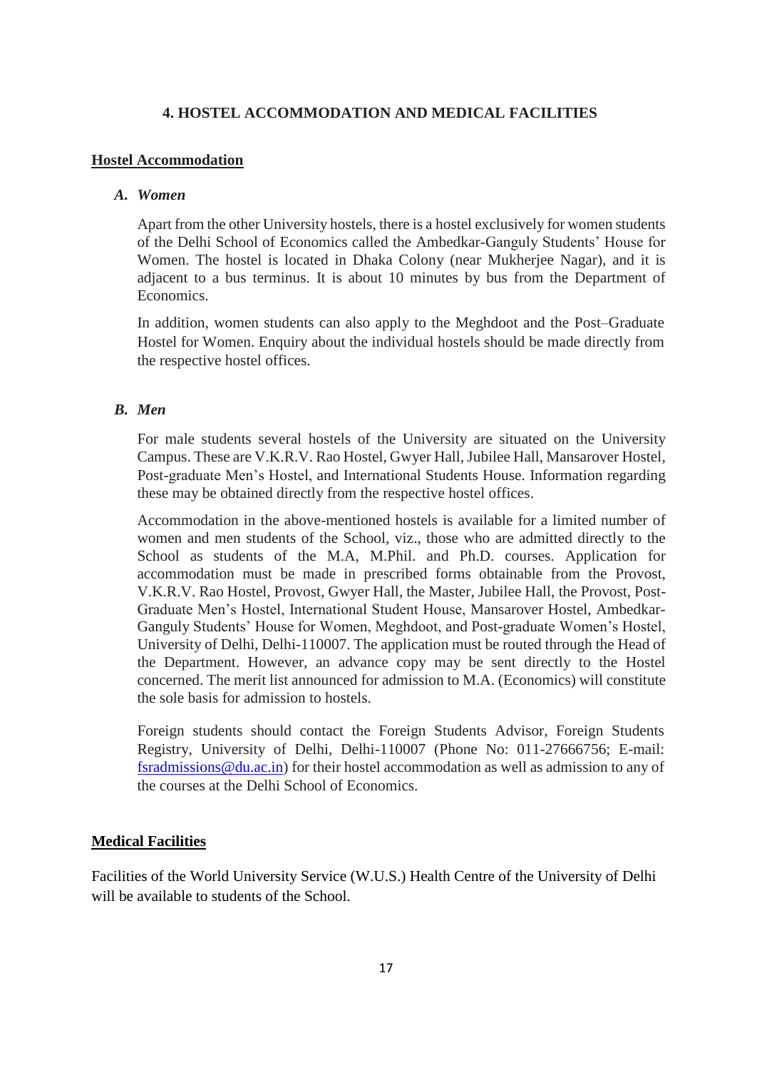## 4. HOSTEL ACCOMMODATION AND MEDICAL FACILITIES

### Hostel Accommodation

#### A. *Women*

Apart from the other University hostels, there is a hostel exclusively for women students of the Delhi School of Economics called the Ambedkar-Ganguly Students' House for Women. The hostel is located in Dhaka Colony (near Mukherjee Nagar), and it is adjacent to a bus terminus. It is about 10 minutes by bus from the Department of Economics.

In addition, women students can also apply to the Meghdoot and the Post–Graduate Hostel for Women. Enquiry about the individual hostels should be made directly from the respective hostel offices.

#### B. *Men*

For male students several hostels of the University are situated on the University Campus. These are V.K.R.V. Rao Hostel, Gwyer Hall, Jubilee Hall, Mansarover Hostel, Post-graduate Men's Hostel, and International Students House. Information regarding these may be obtained directly from the respective hostel offices.

Accommodation in the above-mentioned hostels is available for a limited number of women and men students of the School, viz., those who are admitted directly to the School as students of the M.A, M.Phil. and Ph.D. courses. Application for accommodation must be made in prescribed forms obtainable from the Provost, V.K.R.V. Rao Hostel, Provost, Gwyer Hall, the Master, Jubilee Hall, the Provost, Post-Graduate Men's Hostel, International Student House, Mansarover Hostel, Ambedkar-Ganguly Students' House for Women, Meghdoot, and Post-graduate Women's Hostel, University of Delhi, Delhi-110007. The application must be routed through the Head of the Department. However, an advance copy may be sent directly to the Hostel concerned. The merit list announced for admission to M.A. (Economics) will constitute the sole basis for admission to hostels.

Foreign students should contact the Foreign Students Advisor, Foreign Students Registry, University of Delhi, Delhi-110007 (Phone No: 011-27666756; E-mail: fsradmissions@du.ac.in) for their hostel accommodation as well as admission to any of the courses at the Delhi School of Economics.

### Medical Facilities

Facilities of the World University Service (W.U.S.) Health Centre of the University of Delhi will be available to students of the School.